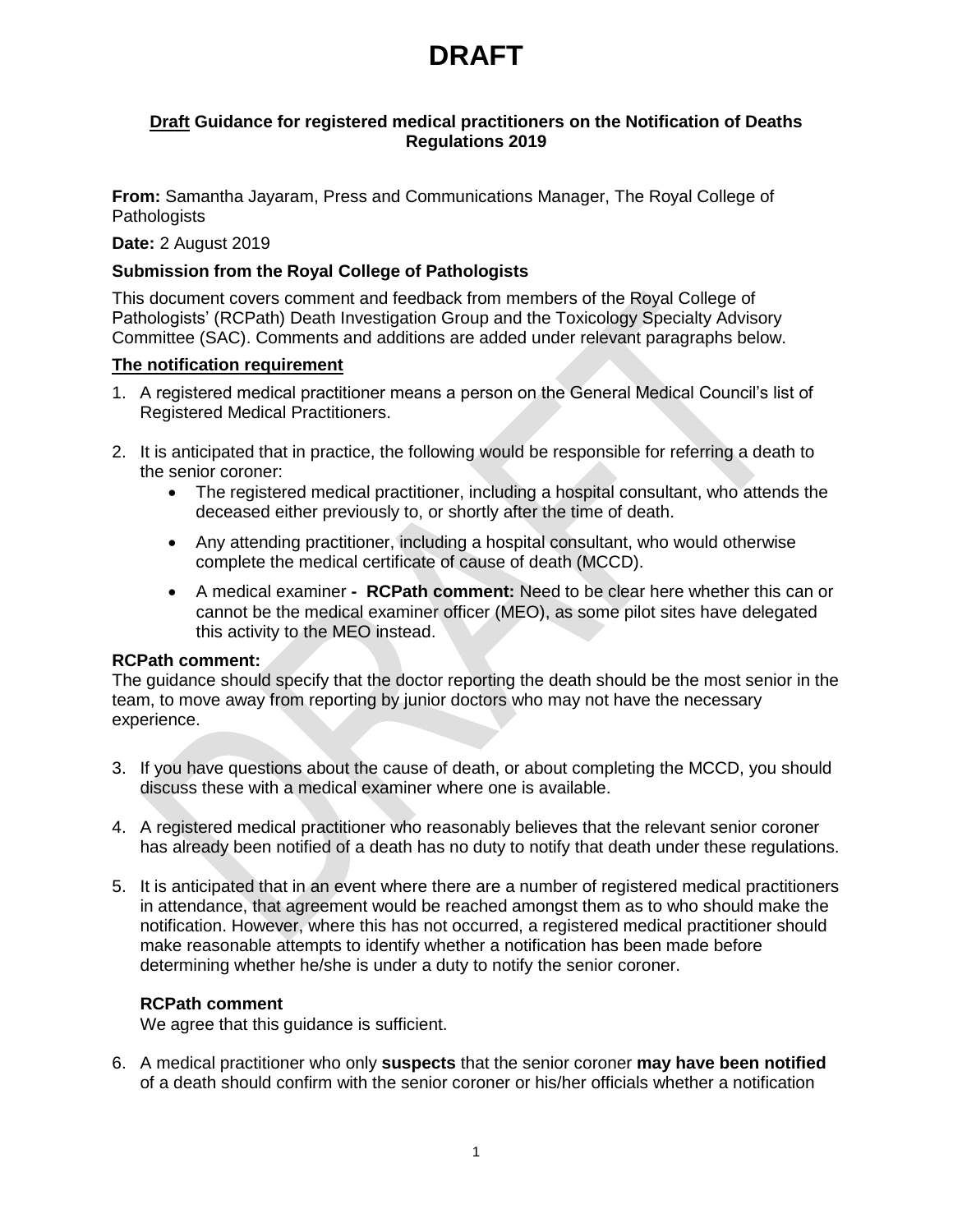# DRAFT

**<u>Draft</u> Guidance for registered medical practitioners on the Notification of Deaths Regulations 2019**

**From:** Samantha Jayaram, Press and Communications Manager, The Royal College of Pathologists

**Date:** 2 August 2019

**Submission from the Royal College of Pathologists**

This document covers comment and feedback from members of the Royal College of Pathologists' (RCPath) Death Investigation Group and the Toxicology Specialty Advisory Committee (SAC). Comments and additions are added under relevant paragraphs below.

**<u>The notification requirement</u>**

1. A registered medical practitioner means a person on the General Medical Council's list of Registered Medical Practitioners.

2. It is anticipated that in practice, the following would be responsible for referring a death to the senior coroner:
   - The registered medical practitioner, including a hospital consultant, who attends the deceased either previously to, or shortly after the time of death.
   - Any attending practitioner, including a hospital consultant, who would otherwise complete the medical certificate of cause of death (MCCD).
   - A medical examiner **- RCPath comment:** Need to be clear here whether this can or cannot be the medical examiner officer (MEO), as some pilot sites have delegated this activity to the MEO instead.

**RCPath comment:**
The guidance should specify that the doctor reporting the death should be the most senior in the team, to move away from reporting by junior doctors who may not have the necessary experience.

3. If you have questions about the cause of death, or about completing the MCCD, you should discuss these with a medical examiner where one is available.

4. A registered medical practitioner who reasonably believes that the relevant senior coroner has already been notified of a death has no duty to notify that death under these regulations.

5. It is anticipated that in an event where there are a number of registered medical practitioners in attendance, that agreement would be reached amongst them as to who should make the notification. However, where this has not occurred, a registered medical practitioner should make reasonable attempts to identify whether a notification has been made before determining whether he/she is under a duty to notify the senior coroner.

   **RCPath comment**
   We agree that this guidance is sufficient.

6. A medical practitioner who only **suspects** that the senior coroner **may have been notified** of a death should confirm with the senior coroner or his/her officials whether a notification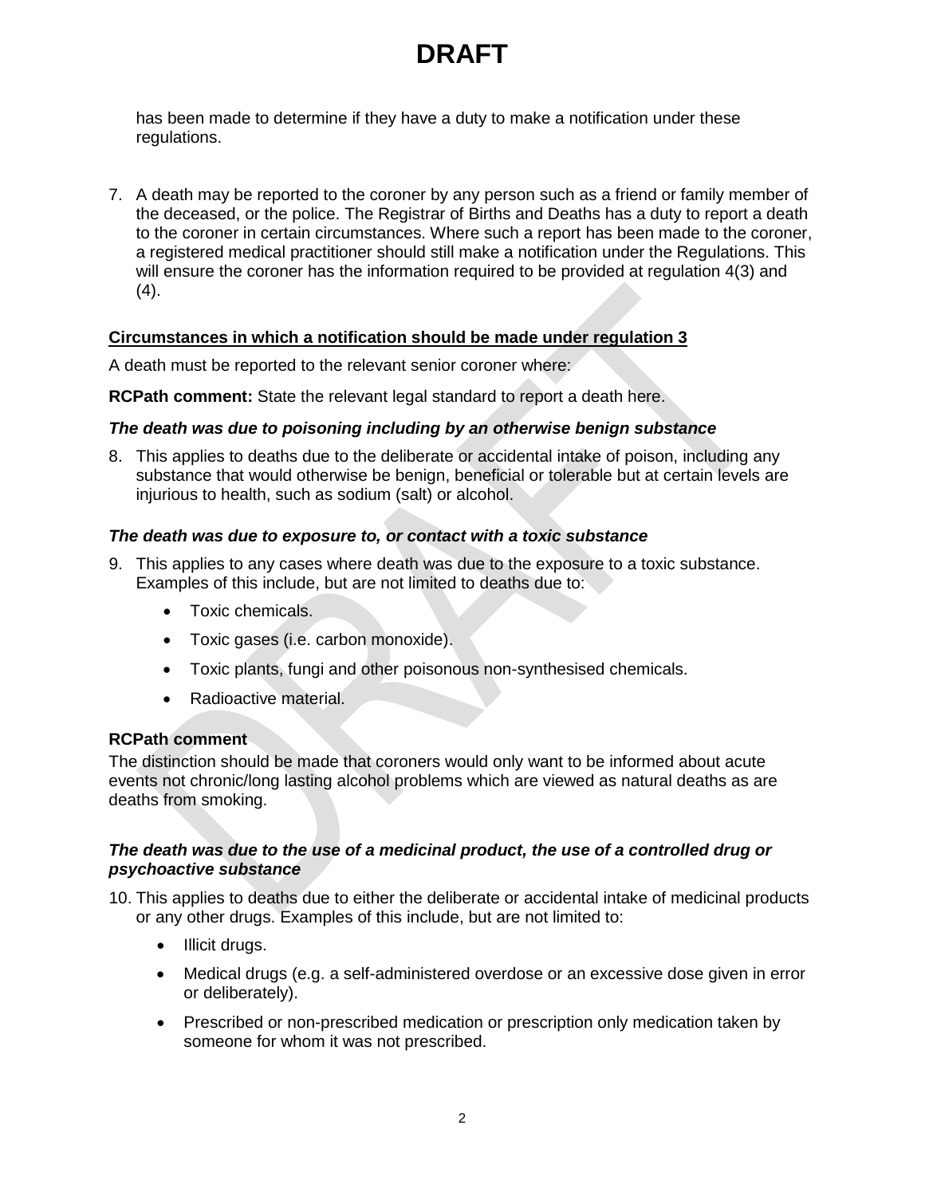has been made to determine if they have a duty to make a notification under these regulations.

7. A death may be reported to the coroner by any person such as a friend or family member of the deceased, or the police. The Registrar of Births and Deaths has a duty to report a death to the coroner in certain circumstances. Where such a report has been made to the coroner, a registered medical practitioner should still make a notification under the Regulations. This will ensure the coroner has the information required to be provided at regulation 4(3) and (4).

## Circumstances in which a notification should be made under regulation 3

A death must be reported to the relevant senior coroner where:

**RCPath comment:** State the relevant legal standard to report a death here.

### *The death was due to poisoning including by an otherwise benign substance*

8. This applies to deaths due to the deliberate or accidental intake of poison, including any substance that would otherwise be benign, beneficial or tolerable but at certain levels are injurious to health, such as sodium (salt) or alcohol.

### *The death was due to exposure to, or contact with a toxic substance*

9. This applies to any cases where death was due to the exposure to a toxic substance. Examples of this include, but are not limited to deaths due to:
   - Toxic chemicals.
   - Toxic gases (i.e. carbon monoxide).
   - Toxic plants, fungi and other poisonous non-synthesised chemicals.
   - Radioactive material.

**RCPath comment**

The distinction should be made that coroners would only want to be informed about acute events not chronic/long lasting alcohol problems which are viewed as natural deaths as are deaths from smoking.

### *The death was due to the use of a medicinal product, the use of a controlled drug or psychoactive substance*

10. This applies to deaths due to either the deliberate or accidental intake of medicinal products or any other drugs. Examples of this include, but are not limited to:
    - Illicit drugs.
    - Medical drugs (e.g. a self-administered overdose or an excessive dose given in error or deliberately).
    - Prescribed or non-prescribed medication or prescription only medication taken by someone for whom it was not prescribed.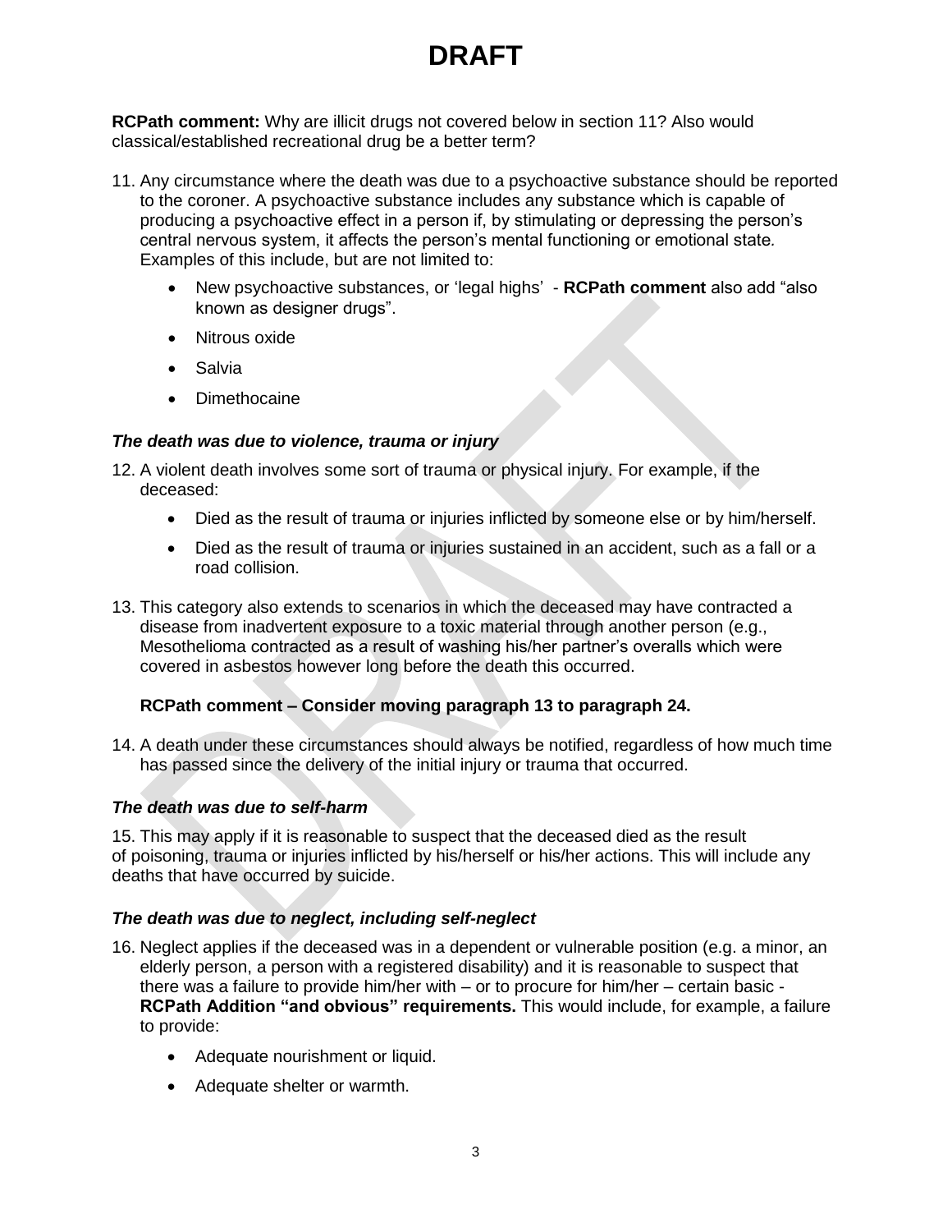# DRAFT

**RCPath comment:** Why are illicit drugs not covered below in section 11? Also would classical/established recreational drug be a better term?

11. Any circumstance where the death was due to a psychoactive substance should be reported to the coroner. A psychoactive substance includes any substance which is capable of producing a psychoactive effect in a person if, by stimulating or depressing the person's central nervous system, it affects the person's mental functioning or emotional state. Examples of this include, but are not limited to:

    - New psychoactive substances, or 'legal highs' - **RCPath comment** also add "also known as designer drugs".
    - Nitrous oxide
    - Salvia
    - Dimethocaine

***The death was due to violence, trauma or injury***

12. A violent death involves some sort of trauma or physical injury. For example, if the deceased:

    - Died as the result of trauma or injuries inflicted by someone else or by him/herself.
    - Died as the result of trauma or injuries sustained in an accident, such as a fall or a road collision.

13. This category also extends to scenarios in which the deceased may have contracted a disease from inadvertent exposure to a toxic material through another person (e.g., Mesothelioma contracted as a result of washing his/her partner's overalls which were covered in asbestos however long before the death this occurred.

    **RCPath comment – Consider moving paragraph 13 to paragraph 24.**

14. A death under these circumstances should always be notified, regardless of how much time has passed since the delivery of the initial injury or trauma that occurred.

***The death was due to self-harm***

15. This may apply if it is reasonable to suspect that the deceased died as the result of poisoning, trauma or injuries inflicted by his/herself or his/her actions. This will include any deaths that have occurred by suicide.

***The death was due to neglect, including self-neglect***

16. Neglect applies if the deceased was in a dependent or vulnerable position (e.g. a minor, an elderly person, a person with a registered disability) and it is reasonable to suspect that there was a failure to provide him/her with – or to procure for him/her – certain basic - **RCPath Addition "and obvious" requirements.** This would include, for example, a failure to provide:

    - Adequate nourishment or liquid.
    - Adequate shelter or warmth.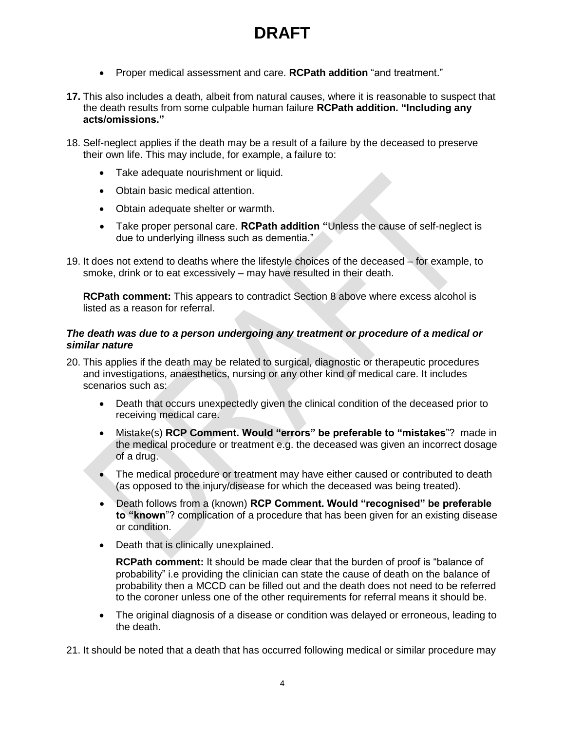- Proper medical assessment and care. **RCPath addition** "and treatment."

**17.** This also includes a death, albeit from natural causes, where it is reasonable to suspect that the death results from some culpable human failure **RCPath addition. "Including any acts/omissions."**

18. Self-neglect applies if the death may be a result of a failure by the deceased to preserve their own life. This may include, for example, a failure to:

    - Take adequate nourishment or liquid.
    - Obtain basic medical attention.
    - Obtain adequate shelter or warmth.
    - Take proper personal care. **RCPath addition "**Unless the cause of self-neglect is due to underlying illness such as dementia."

19. It does not extend to deaths where the lifestyle choices of the deceased – for example, to smoke, drink or to eat excessively – may have resulted in their death.

    **RCPath comment:** This appears to contradict Section 8 above where excess alcohol is listed as a reason for referral.

***The death was due to a person undergoing any treatment or procedure of a medical or similar nature***

20. This applies if the death may be related to surgical, diagnostic or therapeutic procedures and investigations, anaesthetics, nursing or any other kind of medical care. It includes scenarios such as:

    - Death that occurs unexpectedly given the clinical condition of the deceased prior to receiving medical care.
    - Mistake(s) **RCP Comment. Would "errors" be preferable to "mistakes**"? made in the medical procedure or treatment e.g. the deceased was given an incorrect dosage of a drug.
    - The medical procedure or treatment may have either caused or contributed to death (as opposed to the injury/disease for which the deceased was being treated).
    - Death follows from a (known) **RCP Comment. Would "recognised" be preferable to "known**"? complication of a procedure that has been given for an existing disease or condition.
    - Death that is clinically unexplained.

      **RCPath comment:** It should be made clear that the burden of proof is "balance of probability" i.e providing the clinician can state the cause of death on the balance of probability then a MCCD can be filled out and the death does not need to be referred to the coroner unless one of the other requirements for referral means it should be.

    - The original diagnosis of a disease or condition was delayed or erroneous, leading to the death.

21. It should be noted that a death that has occurred following medical or similar procedure may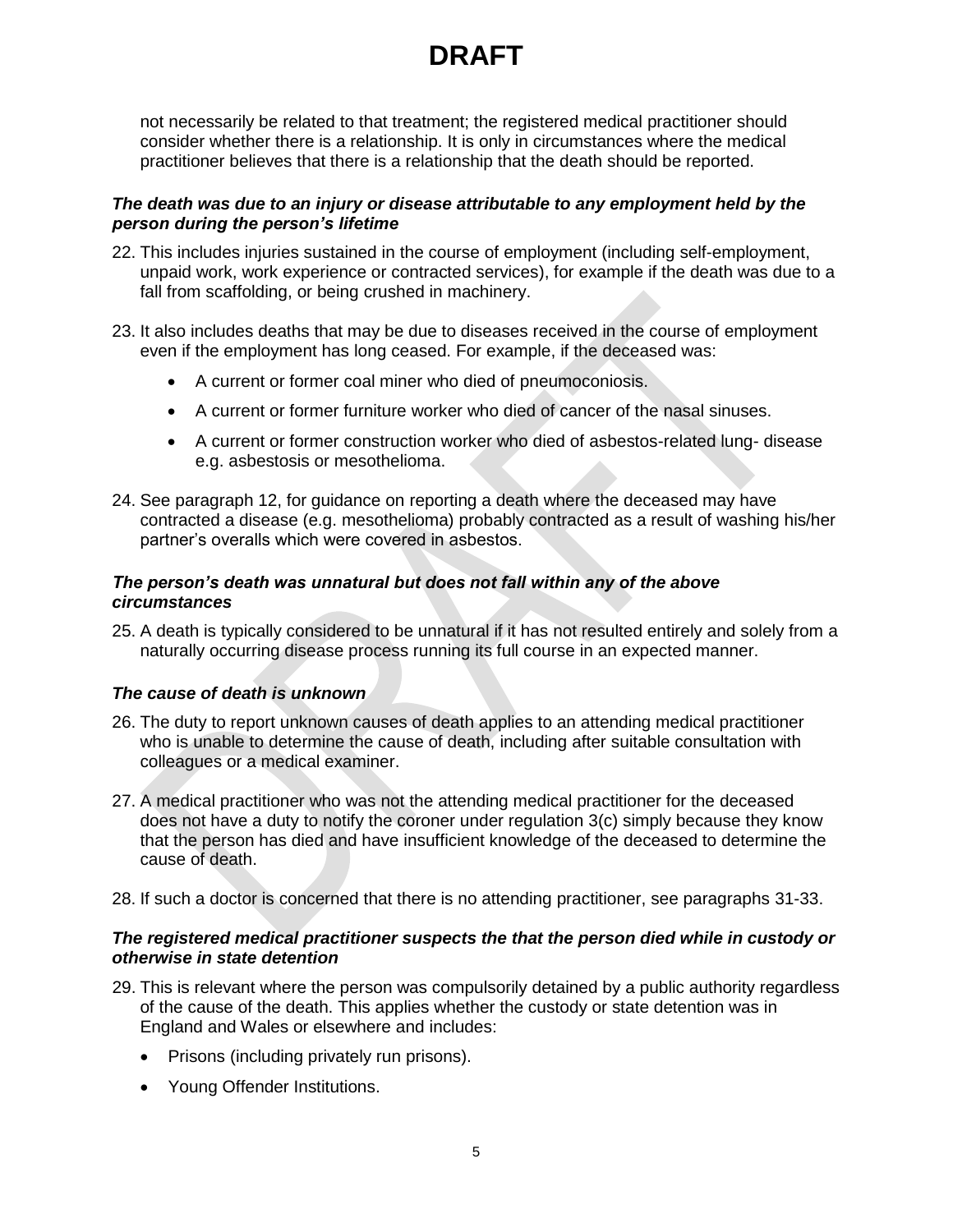not necessarily be related to that treatment; the registered medical practitioner should consider whether there is a relationship. It is only in circumstances where the medical practitioner believes that there is a relationship that the death should be reported.

***The death was due to an injury or disease attributable to any employment held by the person during the person's lifetime***

22. This includes injuries sustained in the course of employment (including self-employment, unpaid work, work experience or contracted services), for example if the death was due to a fall from scaffolding, or being crushed in machinery.

23. It also includes deaths that may be due to diseases received in the course of employment even if the employment has long ceased. For example, if the deceased was:

    - A current or former coal miner who died of pneumoconiosis.
    - A current or former furniture worker who died of cancer of the nasal sinuses.
    - A current or former construction worker who died of asbestos-related lung- disease e.g. asbestosis or mesothelioma.

24. See paragraph 12, for guidance on reporting a death where the deceased may have contracted a disease (e.g. mesothelioma) probably contracted as a result of washing his/her partner's overalls which were covered in asbestos.

***The person's death was unnatural but does not fall within any of the above circumstances***

25. A death is typically considered to be unnatural if it has not resulted entirely and solely from a naturally occurring disease process running its full course in an expected manner.

***The cause of death is unknown***

26. The duty to report unknown causes of death applies to an attending medical practitioner who is unable to determine the cause of death, including after suitable consultation with colleagues or a medical examiner.

27. A medical practitioner who was not the attending medical practitioner for the deceased does not have a duty to notify the coroner under regulation 3(c) simply because they know that the person has died and have insufficient knowledge of the deceased to determine the cause of death.

28. If such a doctor is concerned that there is no attending practitioner, see paragraphs 31-33.

***The registered medical practitioner suspects the that the person died while in custody or otherwise in state detention***

29. This is relevant where the person was compulsorily detained by a public authority regardless of the cause of the death. This applies whether the custody or state detention was in England and Wales or elsewhere and includes:

    - Prisons (including privately run prisons).
    - Young Offender Institutions.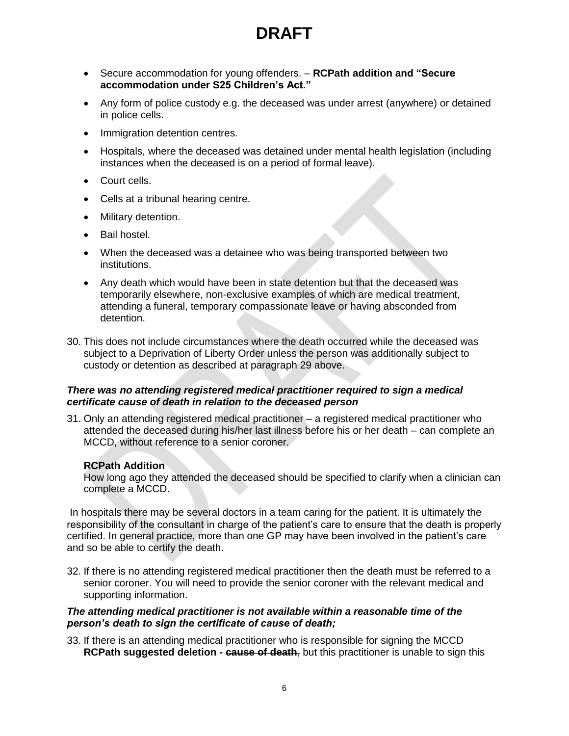# DRAFT

- Secure accommodation for young offenders. – **RCPath addition and "Secure accommodation under S25 Children's Act."**
- Any form of police custody e.g. the deceased was under arrest (anywhere) or detained in police cells.
- Immigration detention centres.
- Hospitals, where the deceased was detained under mental health legislation (including instances when the deceased is on a period of formal leave).
- Court cells.
- Cells at a tribunal hearing centre.
- Military detention.
- Bail hostel.
- When the deceased was a detainee who was being transported between two institutions.
- Any death which would have been in state detention but that the deceased was temporarily elsewhere, non-exclusive examples of which are medical treatment, attending a funeral, temporary compassionate leave or having absconded from detention.

30. This does not include circumstances where the death occurred while the deceased was subject to a Deprivation of Liberty Order unless the person was additionally subject to custody or detention as described at paragraph 29 above.

***There was no attending registered medical practitioner required to sign a medical certificate cause of death in relation to the deceased person***

31. Only an attending registered medical practitioner – a registered medical practitioner who attended the deceased during his/her last illness before his or her death – can complete an MCCD, without reference to a senior coroner.

    **RCPath Addition**
    How long ago they attended the deceased should be specified to clarify when a clinician can complete a MCCD.

In hospitals there may be several doctors in a team caring for the patient. It is ultimately the responsibility of the consultant in charge of the patient's care to ensure that the death is properly certified. In general practice, more than one GP may have been involved in the patient's care and so be able to certify the death.

32. If there is no attending registered medical practitioner then the death must be referred to a senior coroner. You will need to provide the senior coroner with the relevant medical and supporting information.

***The attending medical practitioner is not available within a reasonable time of the person's death to sign the certificate of cause of death;***

33. If there is an attending medical practitioner who is responsible for signing the MCCD **RCPath suggested deletion - ~~cause of death~~**, but this practitioner is unable to sign this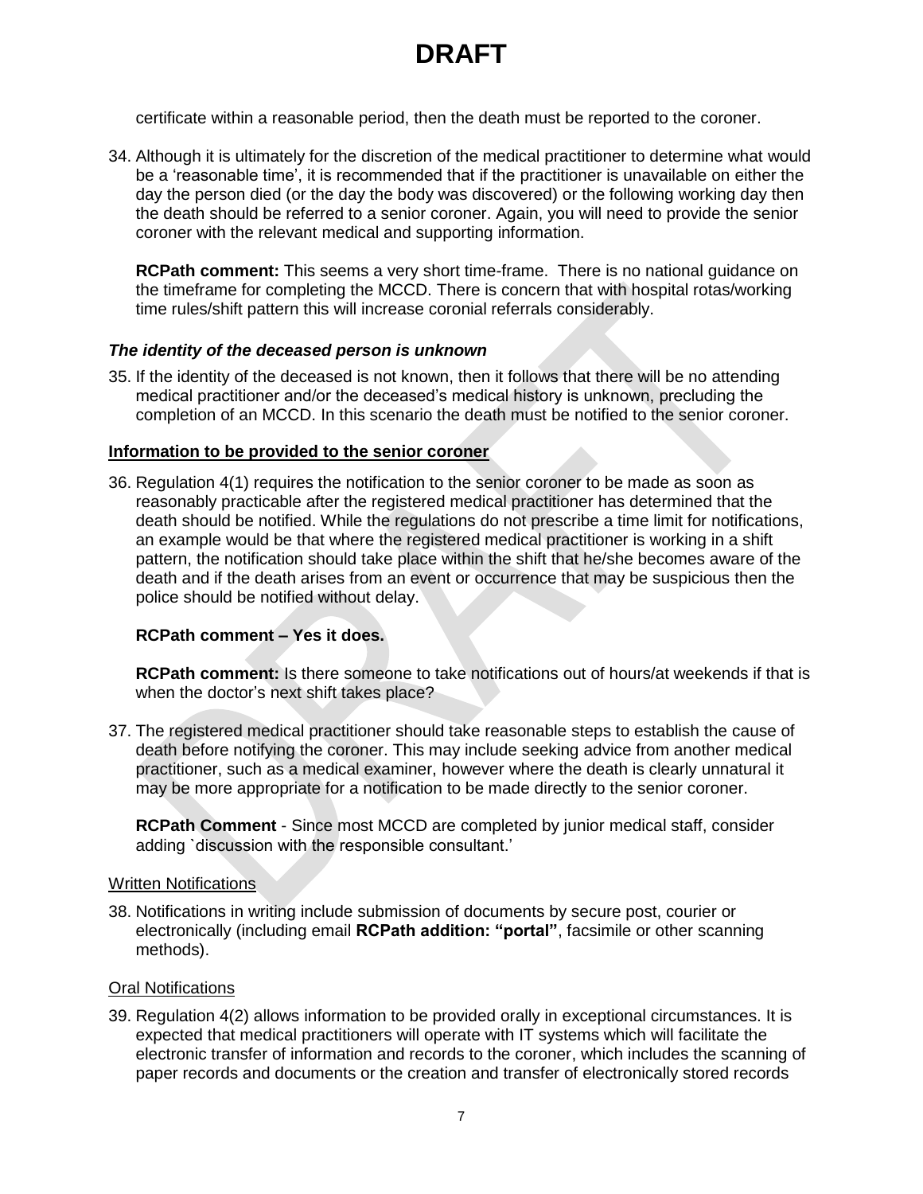certificate within a reasonable period, then the death must be reported to the coroner.

34. Although it is ultimately for the discretion of the medical practitioner to determine what would be a 'reasonable time', it is recommended that if the practitioner is unavailable on either the day the person died (or the day the body was discovered) or the following working day then the death should be referred to a senior coroner. Again, you will need to provide the senior coroner with the relevant medical and supporting information.

    **RCPath comment:** This seems a very short time-frame. There is no national guidance on the timeframe for completing the MCCD. There is concern that with hospital rotas/working time rules/shift pattern this will increase coronial referrals considerably.

### *The identity of the deceased person is unknown*

35. If the identity of the deceased is not known, then it follows that there will be no attending medical practitioner and/or the deceased's medical history is unknown, precluding the completion of an MCCD. In this scenario the death must be notified to the senior coroner.

## Information to be provided to the senior coroner

36. Regulation 4(1) requires the notification to the senior coroner to be made as soon as reasonably practicable after the registered medical practitioner has determined that the death should be notified. While the regulations do not prescribe a time limit for notifications, an example would be that where the registered medical practitioner is working in a shift pattern, the notification should take place within the shift that he/she becomes aware of the death and if the death arises from an event or occurrence that may be suspicious then the police should be notified without delay.

    **RCPath comment – Yes it does.**

    **RCPath comment:** Is there someone to take notifications out of hours/at weekends if that is when the doctor's next shift takes place?

37. The registered medical practitioner should take reasonable steps to establish the cause of death before notifying the coroner. This may include seeking advice from another medical practitioner, such as a medical examiner, however where the death is clearly unnatural it may be more appropriate for a notification to be made directly to the senior coroner.

    **RCPath Comment** - Since most MCCD are completed by junior medical staff, consider adding `discussion with the responsible consultant.'

### Written Notifications

38. Notifications in writing include submission of documents by secure post, courier or electronically (including email **RCPath addition: "portal"**, facsimile or other scanning methods).

### Oral Notifications

39. Regulation 4(2) allows information to be provided orally in exceptional circumstances. It is expected that medical practitioners will operate with IT systems which will facilitate the electronic transfer of information and records to the coroner, which includes the scanning of paper records and documents or the creation and transfer of electronically stored records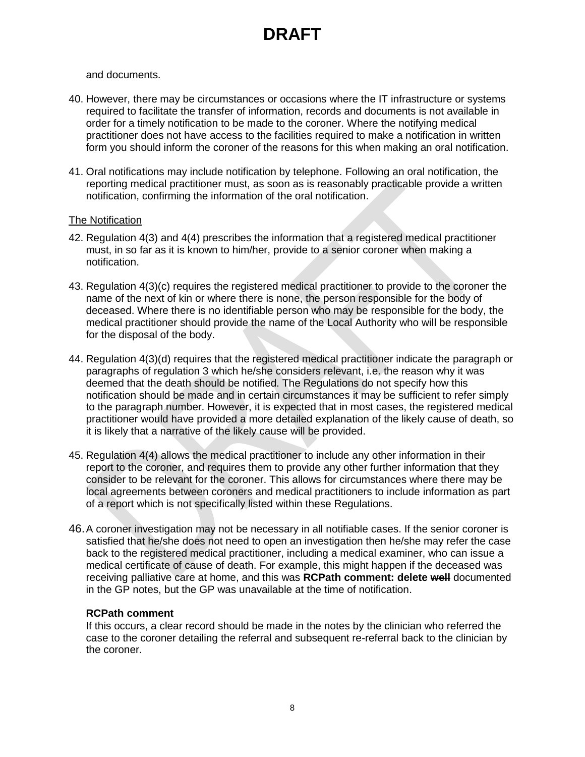and documents.

40. However, there may be circumstances or occasions where the IT infrastructure or systems required to facilitate the transfer of information, records and documents is not available in order for a timely notification to be made to the coroner. Where the notifying medical practitioner does not have access to the facilities required to make a notification in written form you should inform the coroner of the reasons for this when making an oral notification.

41. Oral notifications may include notification by telephone. Following an oral notification, the reporting medical practitioner must, as soon as is reasonably practicable provide a written notification, confirming the information of the oral notification.

<u>The Notification</u>

42. Regulation 4(3) and 4(4) prescribes the information that a registered medical practitioner must, in so far as it is known to him/her, provide to a senior coroner when making a notification.

43. Regulation 4(3)(c) requires the registered medical practitioner to provide to the coroner the name of the next of kin or where there is none, the person responsible for the body of deceased. Where there is no identifiable person who may be responsible for the body, the medical practitioner should provide the name of the Local Authority who will be responsible for the disposal of the body.

44. Regulation 4(3)(d) requires that the registered medical practitioner indicate the paragraph or paragraphs of regulation 3 which he/she considers relevant, i.e. the reason why it was deemed that the death should be notified. The Regulations do not specify how this notification should be made and in certain circumstances it may be sufficient to refer simply to the paragraph number. However, it is expected that in most cases, the registered medical practitioner would have provided a more detailed explanation of the likely cause of death, so it is likely that a narrative of the likely cause will be provided.

45. Regulation 4(4) allows the medical practitioner to include any other information in their report to the coroner, and requires them to provide any other further information that they consider to be relevant for the coroner. This allows for circumstances where there may be local agreements between coroners and medical practitioners to include information as part of a report which is not specifically listed within these Regulations.

46. A coroner investigation may not be necessary in all notifiable cases. If the senior coroner is satisfied that he/she does not need to open an investigation then he/she may refer the case back to the registered medical practitioner, including a medical examiner, who can issue a medical certificate of cause of death. For example, this might happen if the deceased was receiving palliative care at home, and this was **RCPath comment: delete ~~well~~** documented in the GP notes, but the GP was unavailable at the time of notification.

**RCPath comment**

If this occurs, a clear record should be made in the notes by the clinician who referred the case to the coroner detailing the referral and subsequent re-referral back to the clinician by the coroner.